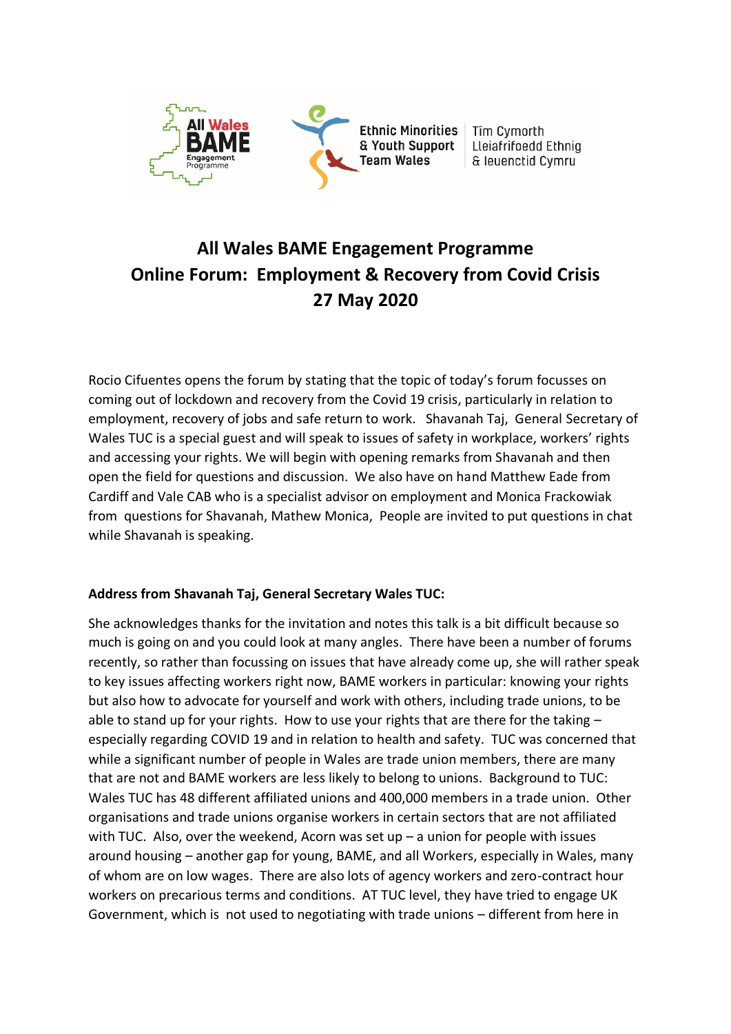All Wales BAME Engagement Programme

Ethnic Minorities & Youth Support Team Wales | Tîm Cymorth Lleiafrifoedd Ethnig & Ieuenctid Cymru

# All Wales BAME Engagement Programme
# Online Forum: Employment & Recovery from Covid Crisis
# 27 May 2020

Rocio Cifuentes opens the forum by stating that the topic of today's forum focusses on coming out of lockdown and recovery from the Covid 19 crisis, particularly in relation to employment, recovery of jobs and safe return to work. Shavanah Taj, General Secretary of Wales TUC is a special guest and will speak to issues of safety in workplace, workers' rights and accessing your rights. We will begin with opening remarks from Shavanah and then open the field for questions and discussion. We also have on hand Matthew Eade from Cardiff and Vale CAB who is a specialist advisor on employment and Monica Frackowiak from questions for Shavanah, Mathew Monica, People are invited to put questions in chat while Shavanah is speaking.

**Address from Shavanah Taj, General Secretary Wales TUC:**

She acknowledges thanks for the invitation and notes this talk is a bit difficult because so much is going on and you could look at many angles. There have been a number of forums recently, so rather than focussing on issues that have already come up, she will rather speak to key issues affecting workers right now, BAME workers in particular: knowing your rights but also how to advocate for yourself and work with others, including trade unions, to be able to stand up for your rights. How to use your rights that are there for the taking – especially regarding COVID 19 and in relation to health and safety. TUC was concerned that while a significant number of people in Wales are trade union members, there are many that are not and BAME workers are less likely to belong to unions. Background to TUC: Wales TUC has 48 different affiliated unions and 400,000 members in a trade union. Other organisations and trade unions organise workers in certain sectors that are not affiliated with TUC. Also, over the weekend, Acorn was set up – a union for people with issues around housing – another gap for young, BAME, and all Workers, especially in Wales, many of whom are on low wages. There are also lots of agency workers and zero-contract hour workers on precarious terms and conditions. AT TUC level, they have tried to engage UK Government, which is not used to negotiating with trade unions – different from here in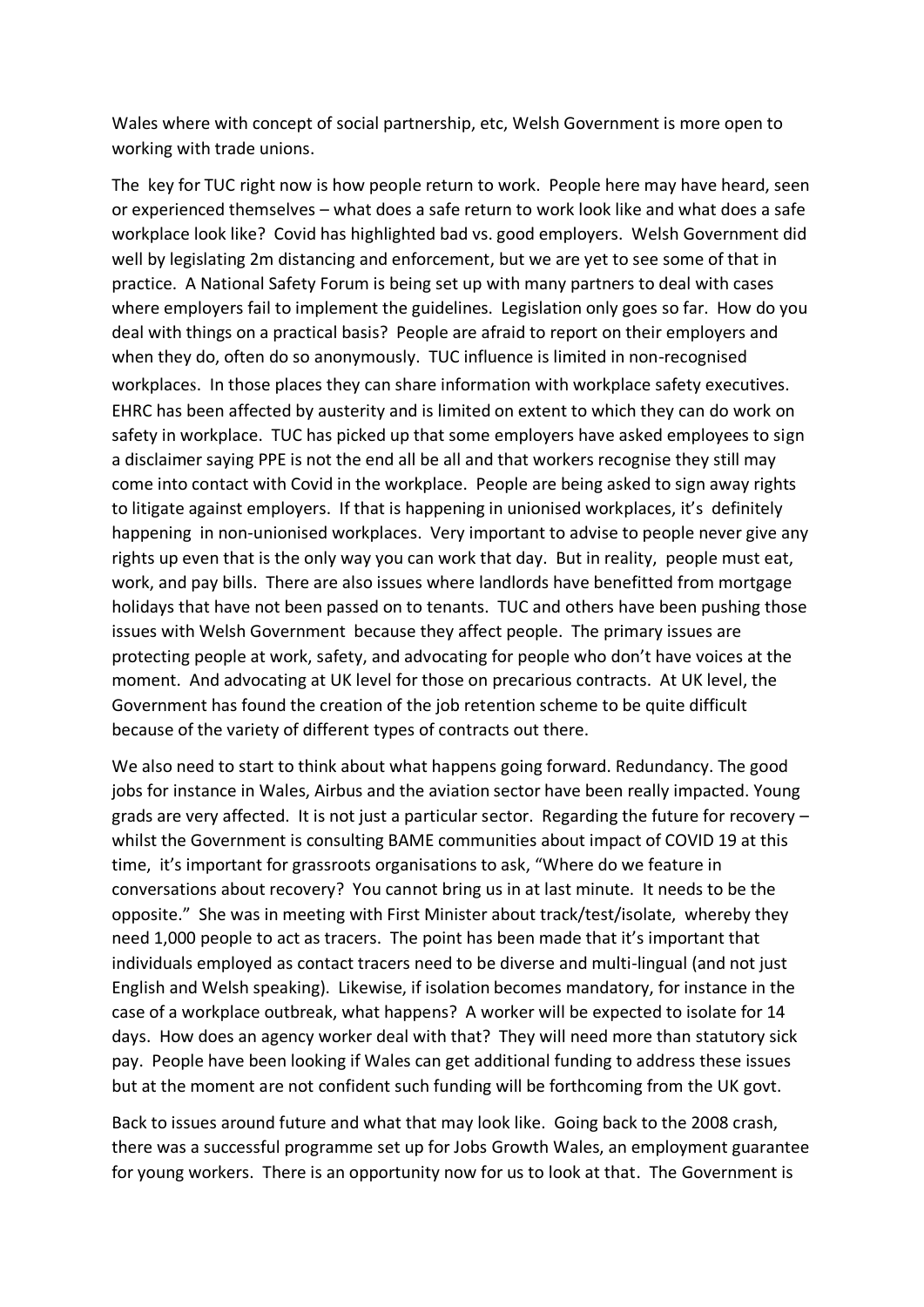Wales where with concept of social partnership, etc, Welsh Government is more open to working with trade unions.

The key for TUC right now is how people return to work. People here may have heard, seen or experienced themselves – what does a safe return to work look like and what does a safe workplace look like? Covid has highlighted bad vs. good employers. Welsh Government did well by legislating 2m distancing and enforcement, but we are yet to see some of that in practice. A National Safety Forum is being set up with many partners to deal with cases where employers fail to implement the guidelines. Legislation only goes so far. How do you deal with things on a practical basis? People are afraid to report on their employers and when they do, often do so anonymously. TUC influence is limited in non-recognised workplaces. In those places they can share information with workplace safety executives. EHRC has been affected by austerity and is limited on extent to which they can do work on safety in workplace. TUC has picked up that some employers have asked employees to sign a disclaimer saying PPE is not the end all be all and that workers recognise they still may come into contact with Covid in the workplace. People are being asked to sign away rights to litigate against employers. If that is happening in unionised workplaces, it's definitely happening in non-unionised workplaces. Very important to advise to people never give any rights up even that is the only way you can work that day. But in reality, people must eat, work, and pay bills. There are also issues where landlords have benefitted from mortgage holidays that have not been passed on to tenants. TUC and others have been pushing those issues with Welsh Government because they affect people. The primary issues are protecting people at work, safety, and advocating for people who don't have voices at the moment. And advocating at UK level for those on precarious contracts. At UK level, the Government has found the creation of the job retention scheme to be quite difficult because of the variety of different types of contracts out there.

We also need to start to think about what happens going forward. Redundancy. The good jobs for instance in Wales, Airbus and the aviation sector have been really impacted. Young grads are very affected. It is not just a particular sector. Regarding the future for recovery – whilst the Government is consulting BAME communities about impact of COVID 19 at this time, it's important for grassroots organisations to ask, "Where do we feature in conversations about recovery? You cannot bring us in at last minute. It needs to be the opposite." She was in meeting with First Minister about track/test/isolate, whereby they need 1,000 people to act as tracers. The point has been made that it's important that individuals employed as contact tracers need to be diverse and multi-lingual (and not just English and Welsh speaking). Likewise, if isolation becomes mandatory, for instance in the case of a workplace outbreak, what happens? A worker will be expected to isolate for 14 days. How does an agency worker deal with that? They will need more than statutory sick pay. People have been looking if Wales can get additional funding to address these issues but at the moment are not confident such funding will be forthcoming from the UK govt.

Back to issues around future and what that may look like. Going back to the 2008 crash, there was a successful programme set up for Jobs Growth Wales, an employment guarantee for young workers. There is an opportunity now for us to look at that. The Government is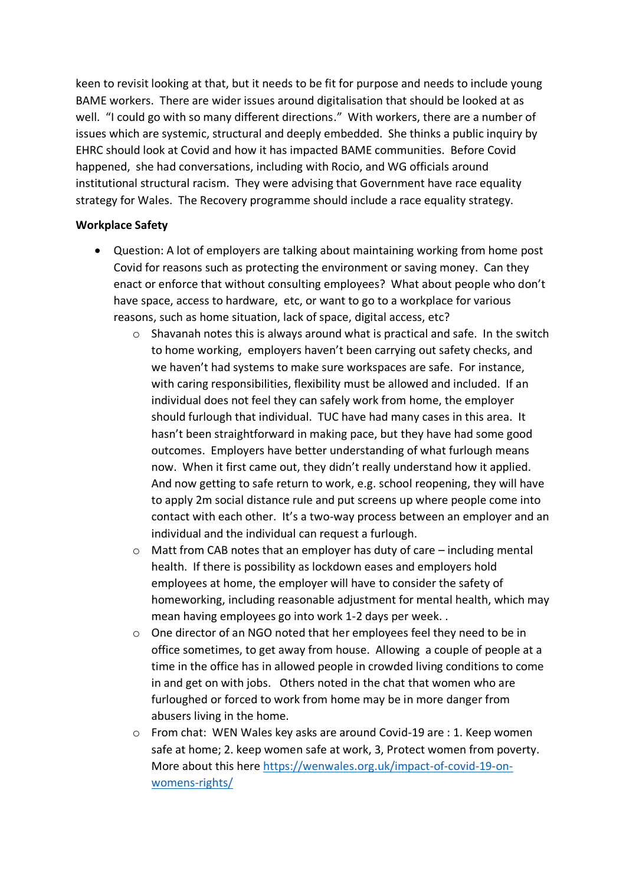keen to revisit looking at that, but it needs to be fit for purpose and needs to include young BAME workers. There are wider issues around digitalisation that should be looked at as well. "I could go with so many different directions." With workers, there are a number of issues which are systemic, structural and deeply embedded. She thinks a public inquiry by EHRC should look at Covid and how it has impacted BAME communities. Before Covid happened, she had conversations, including with Rocio, and WG officials around institutional structural racism. They were advising that Government have race equality strategy for Wales. The Recovery programme should include a race equality strategy.

**Workplace Safety**

- Question: A lot of employers are talking about maintaining working from home post Covid for reasons such as protecting the environment or saving money. Can they enact or enforce that without consulting employees? What about people who don't have space, access to hardware, etc, or want to go to a workplace for various reasons, such as home situation, lack of space, digital access, etc?
  - Shavanah notes this is always around what is practical and safe. In the switch to home working, employers haven't been carrying out safety checks, and we haven't had systems to make sure workspaces are safe. For instance, with caring responsibilities, flexibility must be allowed and included. If an individual does not feel they can safely work from home, the employer should furlough that individual. TUC have had many cases in this area. It hasn't been straightforward in making pace, but they have had some good outcomes. Employers have better understanding of what furlough means now. When it first came out, they didn't really understand how it applied. And now getting to safe return to work, e.g. school reopening, they will have to apply 2m social distance rule and put screens up where people come into contact with each other. It's a two-way process between an employer and an individual and the individual can request a furlough.
  - Matt from CAB notes that an employer has duty of care – including mental health. If there is possibility as lockdown eases and employers hold employees at home, the employer will have to consider the safety of homeworking, including reasonable adjustment for mental health, which may mean having employees go into work 1-2 days per week. .
  - One director of an NGO noted that her employees feel they need to be in office sometimes, to get away from house. Allowing a couple of people at a time in the office has in allowed people in crowded living conditions to come in and get on with jobs. Others noted in the chat that women who are furloughed or forced to work from home may be in more danger from abusers living in the home.
  - From chat: WEN Wales key asks are around Covid-19 are : 1. Keep women safe at home; 2. keep women safe at work, 3, Protect women from poverty. More about this here [https://wenwales.org.uk/impact-of-covid-19-on-womens-rights/](https://wenwales.org.uk/impact-of-covid-19-on-womens-rights/)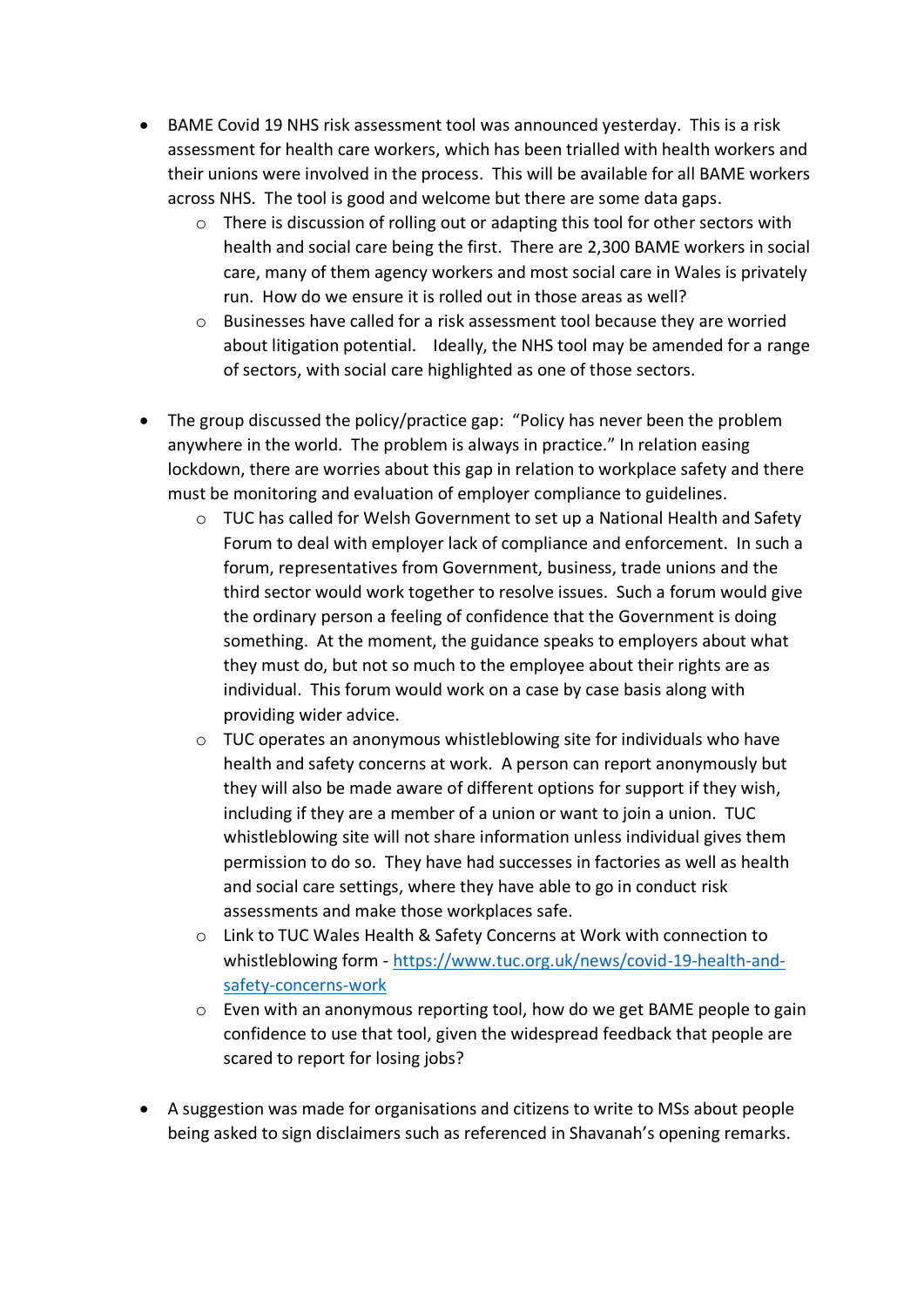- BAME Covid 19 NHS risk assessment tool was announced yesterday. This is a risk assessment for health care workers, which has been trialled with health workers and their unions were involved in the process. This will be available for all BAME workers across NHS. The tool is good and welcome but there are some data gaps.
    - There is discussion of rolling out or adapting this tool for other sectors with health and social care being the first. There are 2,300 BAME workers in social care, many of them agency workers and most social care in Wales is privately run. How do we ensure it is rolled out in those areas as well?
    - Businesses have called for a risk assessment tool because they are worried about litigation potential. Ideally, the NHS tool may be amended for a range of sectors, with social care highlighted as one of those sectors.

- The group discussed the policy/practice gap: "Policy has never been the problem anywhere in the world. The problem is always in practice." In relation easing lockdown, there are worries about this gap in relation to workplace safety and there must be monitoring and evaluation of employer compliance to guidelines.
    - TUC has called for Welsh Government to set up a National Health and Safety Forum to deal with employer lack of compliance and enforcement. In such a forum, representatives from Government, business, trade unions and the third sector would work together to resolve issues. Such a forum would give the ordinary person a feeling of confidence that the Government is doing something. At the moment, the guidance speaks to employers about what they must do, but not so much to the employee about their rights are as individual. This forum would work on a case by case basis along with providing wider advice.
    - TUC operates an anonymous whistleblowing site for individuals who have health and safety concerns at work. A person can report anonymously but they will also be made aware of different options for support if they wish, including if they are a member of a union or want to join a union. TUC whistleblowing site will not share information unless individual gives them permission to do so. They have had successes in factories as well as health and social care settings, where they have able to go in conduct risk assessments and make those workplaces safe.
    - Link to TUC Wales Health & Safety Concerns at Work with connection to whistleblowing form - [https://www.tuc.org.uk/news/covid-19-health-and-safety-concerns-work](https://www.tuc.org.uk/news/covid-19-health-and-safety-concerns-work)
    - Even with an anonymous reporting tool, how do we get BAME people to gain confidence to use that tool, given the widespread feedback that people are scared to report for losing jobs?

- A suggestion was made for organisations and citizens to write to MSs about people being asked to sign disclaimers such as referenced in Shavanah's opening remarks.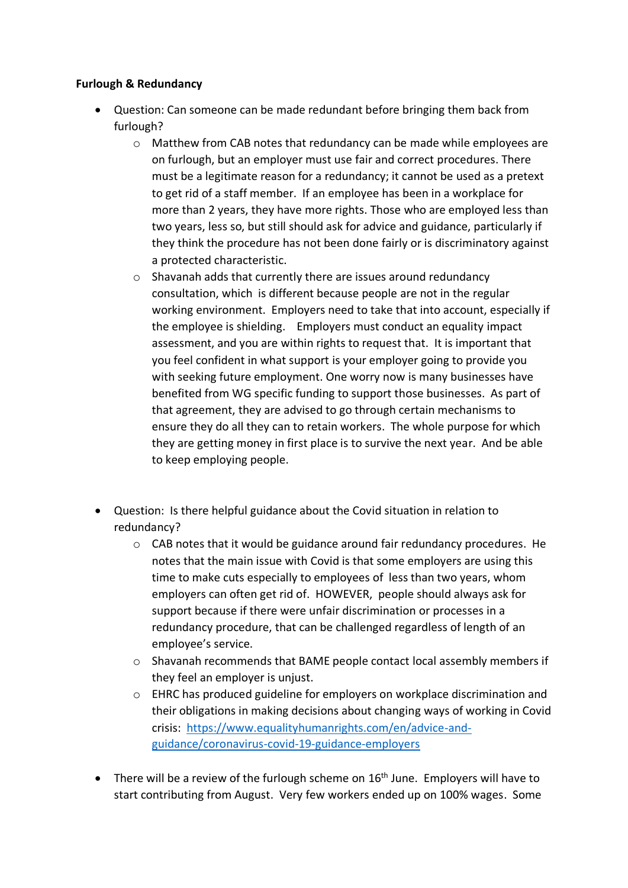**Furlough & Redundancy**

- Question: Can someone can be made redundant before bringing them back from furlough?
  - Matthew from CAB notes that redundancy can be made while employees are on furlough, but an employer must use fair and correct procedures. There must be a legitimate reason for a redundancy; it cannot be used as a pretext to get rid of a staff member. If an employee has been in a workplace for more than 2 years, they have more rights. Those who are employed less than two years, less so, but still should ask for advice and guidance, particularly if they think the procedure has not been done fairly or is discriminatory against a protected characteristic.
  - Shavanah adds that currently there are issues around redundancy consultation, which is different because people are not in the regular working environment. Employers need to take that into account, especially if the employee is shielding. Employers must conduct an equality impact assessment, and you are within rights to request that. It is important that you feel confident in what support is your employer going to provide you with seeking future employment. One worry now is many businesses have benefited from WG specific funding to support those businesses. As part of that agreement, they are advised to go through certain mechanisms to ensure they do all they can to retain workers. The whole purpose for which they are getting money in first place is to survive the next year. And be able to keep employing people.

- Question: Is there helpful guidance about the Covid situation in relation to redundancy?
  - CAB notes that it would be guidance around fair redundancy procedures. He notes that the main issue with Covid is that some employers are using this time to make cuts especially to employees of less than two years, whom employers can often get rid of. HOWEVER, people should always ask for support because if there were unfair discrimination or processes in a redundancy procedure, that can be challenged regardless of length of an employee's service.
  - Shavanah recommends that BAME people contact local assembly members if they feel an employer is unjust.
  - EHRC has produced guideline for employers on workplace discrimination and their obligations in making decisions about changing ways of working in Covid crisis: [https://www.equalityhumanrights.com/en/advice-and-guidance/coronavirus-covid-19-guidance-employers](https://www.equalityhumanrights.com/en/advice-and-guidance/coronavirus-covid-19-guidance-employers)

- There will be a review of the furlough scheme on 16th June. Employers will have to start contributing from August. Very few workers ended up on 100% wages. Some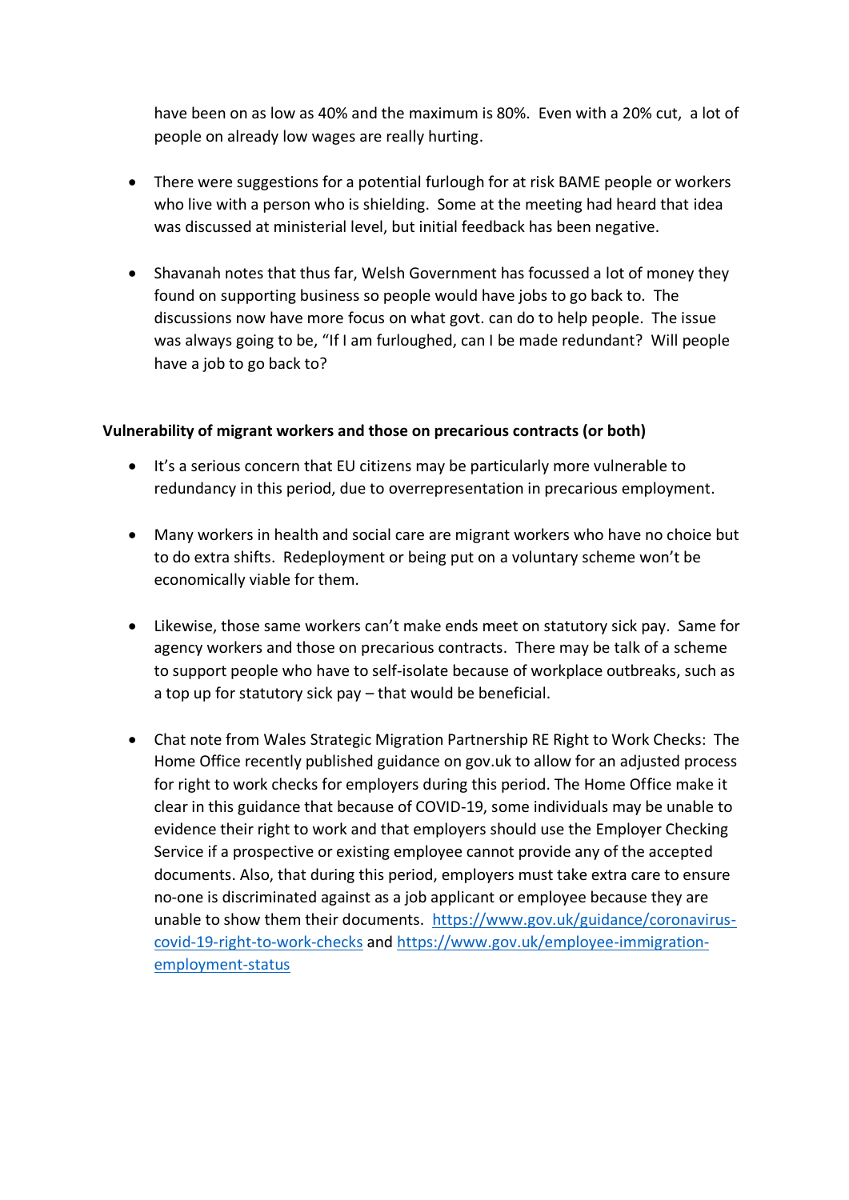have been on as low as 40% and the maximum is 80%. Even with a 20% cut, a lot of people on already low wages are really hurting.

- There were suggestions for a potential furlough for at risk BAME people or workers who live with a person who is shielding. Some at the meeting had heard that idea was discussed at ministerial level, but initial feedback has been negative.

- Shavanah notes that thus far, Welsh Government has focussed a lot of money they found on supporting business so people would have jobs to go back to. The discussions now have more focus on what govt. can do to help people. The issue was always going to be, "If I am furloughed, can I be made redundant? Will people have a job to go back to?

**Vulnerability of migrant workers and those on precarious contracts (or both)**

- It's a serious concern that EU citizens may be particularly more vulnerable to redundancy in this period, due to overrepresentation in precarious employment.

- Many workers in health and social care are migrant workers who have no choice but to do extra shifts. Redeployment or being put on a voluntary scheme won't be economically viable for them.

- Likewise, those same workers can't make ends meet on statutory sick pay. Same for agency workers and those on precarious contracts. There may be talk of a scheme to support people who have to self-isolate because of workplace outbreaks, such as a top up for statutory sick pay – that would be beneficial.

- Chat note from Wales Strategic Migration Partnership RE Right to Work Checks: The Home Office recently published guidance on gov.uk to allow for an adjusted process for right to work checks for employers during this period. The Home Office make it clear in this guidance that because of COVID-19, some individuals may be unable to evidence their right to work and that employers should use the Employer Checking Service if a prospective or existing employee cannot provide any of the accepted documents. Also, that during this period, employers must take extra care to ensure no-one is discriminated against as a job applicant or employee because they are unable to show them their documents. https://www.gov.uk/guidance/coronavirus-covid-19-right-to-work-checks and https://www.gov.uk/employee-immigration-employment-status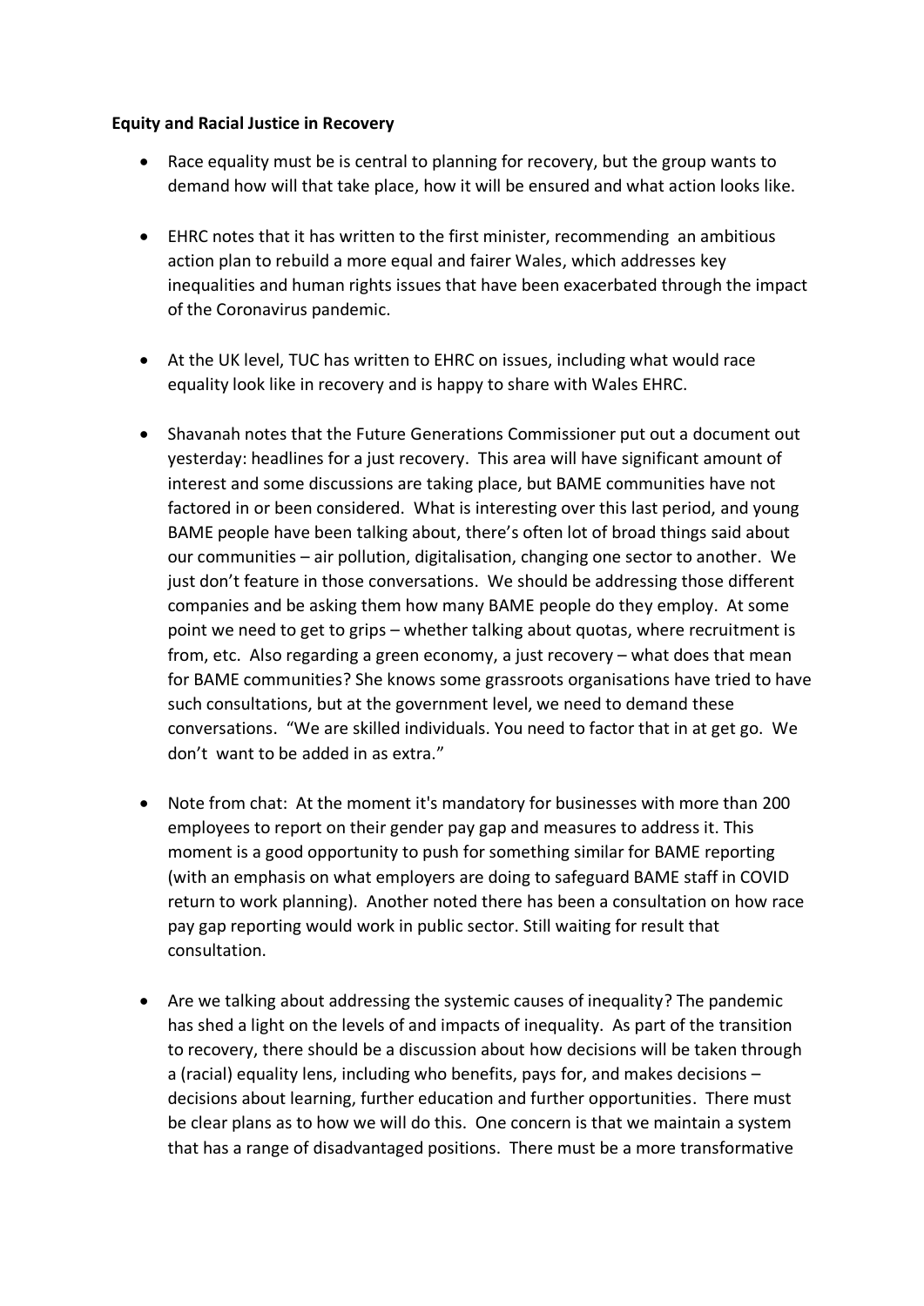**Equity and Racial Justice in Recovery**

- Race equality must be is central to planning for recovery, but the group wants to demand how will that take place, how it will be ensured and what action looks like.

- EHRC notes that it has written to the first minister, recommending an ambitious action plan to rebuild a more equal and fairer Wales, which addresses key inequalities and human rights issues that have been exacerbated through the impact of the Coronavirus pandemic.

- At the UK level, TUC has written to EHRC on issues, including what would race equality look like in recovery and is happy to share with Wales EHRC.

- Shavanah notes that the Future Generations Commissioner put out a document out yesterday: headlines for a just recovery. This area will have significant amount of interest and some discussions are taking place, but BAME communities have not factored in or been considered. What is interesting over this last period, and young BAME people have been talking about, there's often lot of broad things said about our communities – air pollution, digitalisation, changing one sector to another. We just don't feature in those conversations. We should be addressing those different companies and be asking them how many BAME people do they employ. At some point we need to get to grips – whether talking about quotas, where recruitment is from, etc. Also regarding a green economy, a just recovery – what does that mean for BAME communities? She knows some grassroots organisations have tried to have such consultations, but at the government level, we need to demand these conversations. "We are skilled individuals. You need to factor that in at get go. We don't want to be added in as extra."

- Note from chat: At the moment it's mandatory for businesses with more than 200 employees to report on their gender pay gap and measures to address it. This moment is a good opportunity to push for something similar for BAME reporting (with an emphasis on what employers are doing to safeguard BAME staff in COVID return to work planning). Another noted there has been a consultation on how race pay gap reporting would work in public sector. Still waiting for result that consultation.

- Are we talking about addressing the systemic causes of inequality? The pandemic has shed a light on the levels of and impacts of inequality. As part of the transition to recovery, there should be a discussion about how decisions will be taken through a (racial) equality lens, including who benefits, pays for, and makes decisions – decisions about learning, further education and further opportunities. There must be clear plans as to how we will do this. One concern is that we maintain a system that has a range of disadvantaged positions. There must be a more transformative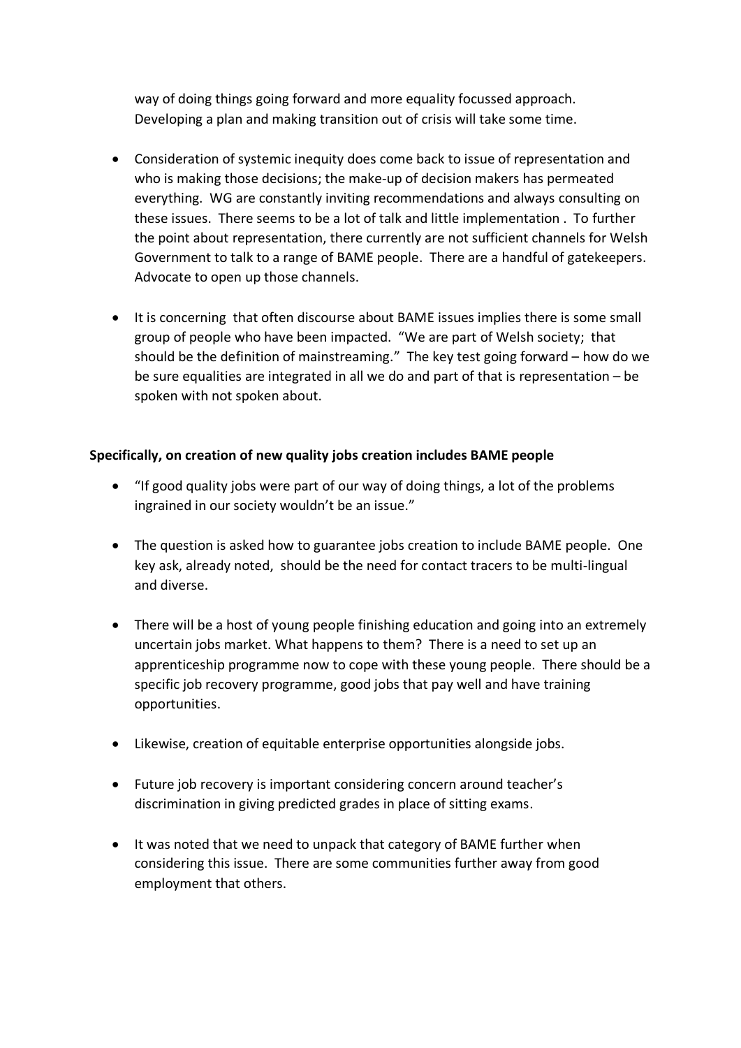way of doing things going forward and more equality focussed approach. Developing a plan and making transition out of crisis will take some time.

- Consideration of systemic inequity does come back to issue of representation and who is making those decisions; the make-up of decision makers has permeated everything. WG are constantly inviting recommendations and always consulting on these issues. There seems to be a lot of talk and little implementation . To further the point about representation, there currently are not sufficient channels for Welsh Government to talk to a range of BAME people. There are a handful of gatekeepers. Advocate to open up those channels.

- It is concerning that often discourse about BAME issues implies there is some small group of people who have been impacted. "We are part of Welsh society; that should be the definition of mainstreaming." The key test going forward – how do we be sure equalities are integrated in all we do and part of that is representation – be spoken with not spoken about.

**Specifically, on creation of new quality jobs creation includes BAME people**

- "If good quality jobs were part of our way of doing things, a lot of the problems ingrained in our society wouldn't be an issue."

- The question is asked how to guarantee jobs creation to include BAME people. One key ask, already noted, should be the need for contact tracers to be multi-lingual and diverse.

- There will be a host of young people finishing education and going into an extremely uncertain jobs market. What happens to them? There is a need to set up an apprenticeship programme now to cope with these young people. There should be a specific job recovery programme, good jobs that pay well and have training opportunities.

- Likewise, creation of equitable enterprise opportunities alongside jobs.

- Future job recovery is important considering concern around teacher's discrimination in giving predicted grades in place of sitting exams.

- It was noted that we need to unpack that category of BAME further when considering this issue. There are some communities further away from good employment that others.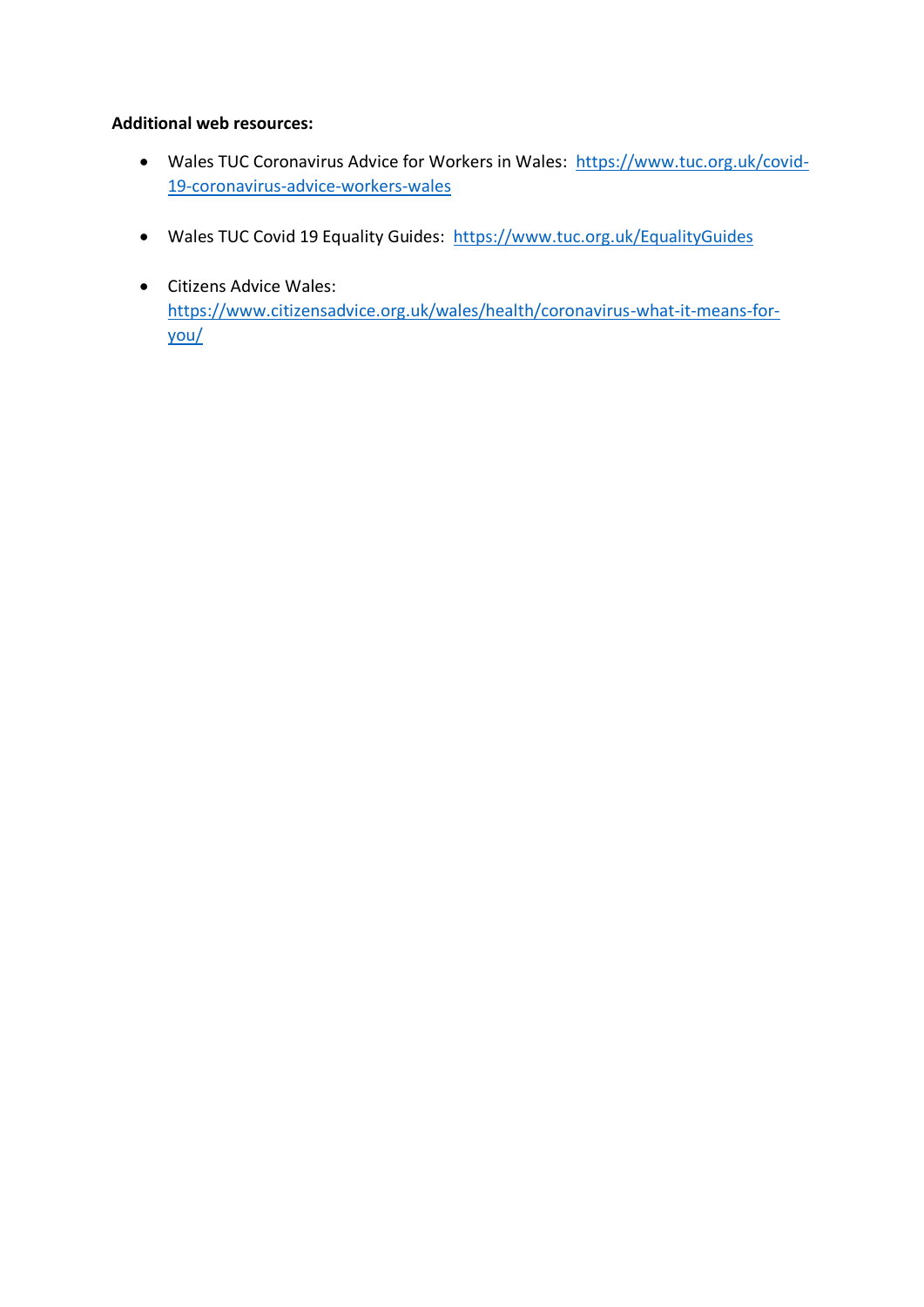**Additional web resources:**

- Wales TUC Coronavirus Advice for Workers in Wales: https://www.tuc.org.uk/covid-19-coronavirus-advice-workers-wales

- Wales TUC Covid 19 Equality Guides: https://www.tuc.org.uk/EqualityGuides

- Citizens Advice Wales: https://www.citizensadvice.org.uk/wales/health/coronavirus-what-it-means-for-you/